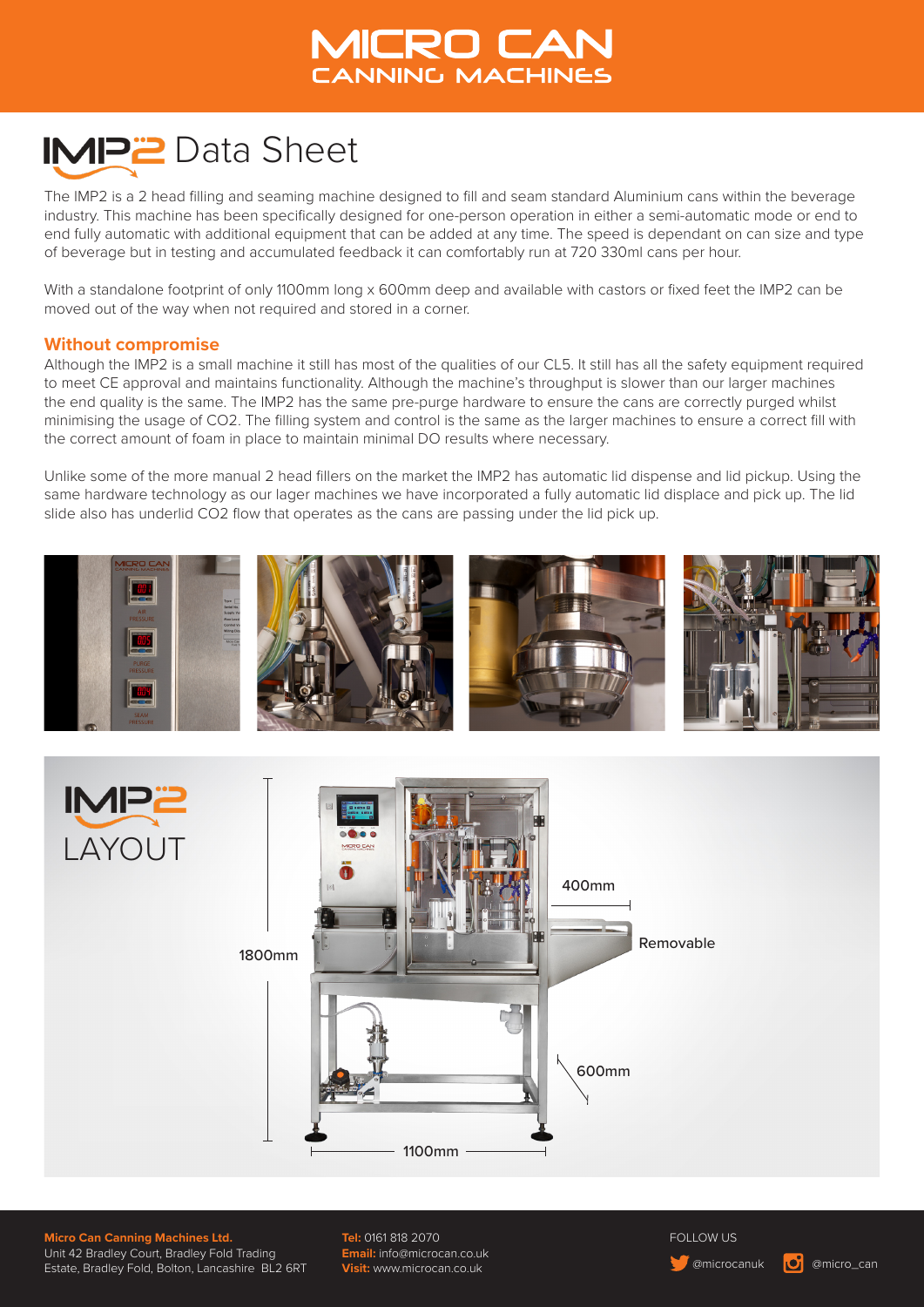# MICRO CAN
## CANNING MACHINES

# IMP2 Data Sheet

The IMP2 is a 2 head filling and seaming machine designed to fill and seam standard Aluminium cans within the beverage industry. This machine has been specifically designed for one-person operation in either a semi-automatic mode or end to end fully automatic with additional equipment that can be added at any time. The speed is dependant on can size and type of beverage but in testing and accumulated feedback it can comfortably run at 720 330ml cans per hour.

With a standalone footprint of only 1100mm long x 600mm deep and available with castors or fixed feet the IMP2 can be moved out of the way when not required and stored in a corner.

### Without compromise

Although the IMP2 is a small machine it still has most of the qualities of our CL5. It still has all the safety equipment required to meet CE approval and maintains functionality. Although the machine's throughput is slower than our larger machines the end quality is the same. The IMP2 has the same pre-purge hardware to ensure the cans are correctly purged whilst minimising the usage of $CO_2$. The filling system and control is the same as the larger machines to ensure a correct fill with the correct amount of foam in place to maintain minimal DO results where necessary.

Unlike some of the more manual 2 head fillers on the market the IMP2 has automatic lid dispense and lid pickup. Using the same hardware technology as our lager machines we have incorporated a fully automatic lid displace and pick up. The lid slide also has underlid $CO_2$ flow that operates as the cans are passing under the lid pick up.

## IMP2 LAYOUT

1800mm

400mm

Removable

600mm

1100mm

**Micro Can Canning Machines Ltd.**
Unit 42 Bradley Court, Bradley Fold Trading Estate, Bradley Fold, Bolton, Lancashire BL2 6RT

**Tel:** 0161 818 2070
**Email:** info@microcan.co.uk
**Visit:** www.microcan.co.uk

FOLLOW US
@microcanuk
@micro_can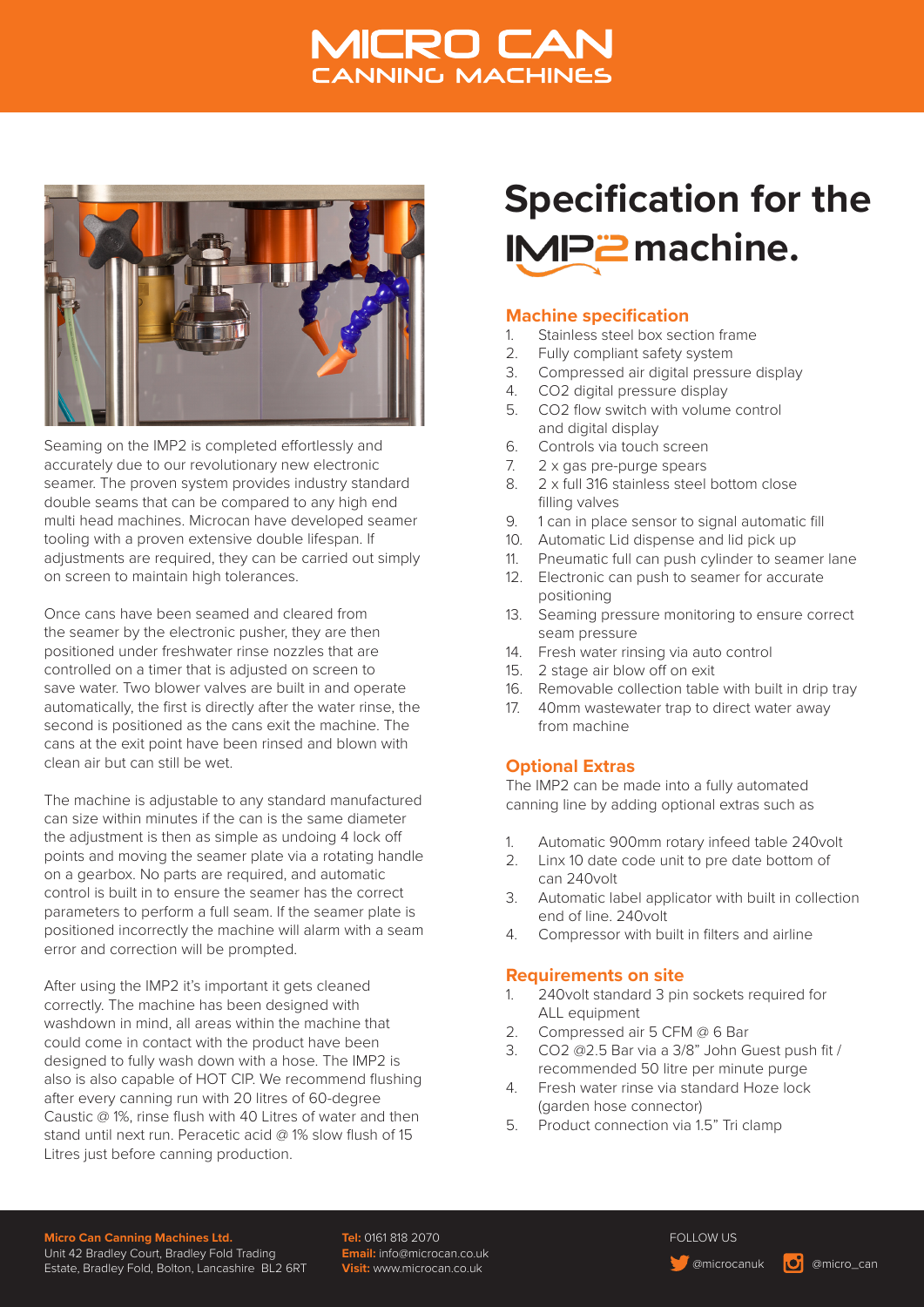# MICRO CAN
## CANNING MACHINES

# Specification for the IMP2 machine.

Seaming on the IMP2 is completed effortlessly and accurately due to our revolutionary new electronic seamer. The proven system provides industry standard double seams that can be compared to any high end multi head machines. Microcan have developed seamer tooling with a proven extensive double lifespan. If adjustments are required, they can be carried out simply on screen to maintain high tolerances.

Once cans have been seamed and cleared from the seamer by the electronic pusher, they are then positioned under freshwater rinse nozzles that are controlled on a timer that is adjusted on screen to save water. Two blower valves are built in and operate automatically, the first is directly after the water rinse, the second is positioned as the cans exit the machine. The cans at the exit point have been rinsed and blown with clean air but can still be wet.

The machine is adjustable to any standard manufactured can size within minutes if the can is the same diameter the adjustment is then as simple as undoing 4 lock off points and moving the seamer plate via a rotating handle on a gearbox. No parts are required, and automatic control is built in to ensure the seamer has the correct parameters to perform a full seam. If the seamer plate is positioned incorrectly the machine will alarm with a seam error and correction will be prompted.

After using the IMP2 it's important it gets cleaned correctly. The machine has been designed with washdown in mind, all areas within the machine that could come in contact with the product have been designed to fully wash down with a hose. The IMP2 is also is also capable of HOT CIP. We recommend flushing after every canning run with 20 litres of 60-degree Caustic @ 1%, rinse flush with 40 Litres of water and then stand until next run. Peracetic acid @ 1% slow flush of 15 Litres just before canning production.

### Machine specification

1. Stainless steel box section frame
2. Fully compliant safety system
3. Compressed air digital pressure display
4. $CO_2$ digital pressure display
5. $CO_2$ flow switch with volume control and digital display
6. Controls via touch screen
7. 2 x gas pre-purge spears
8. 2 x full 316 stainless steel bottom close filling valves
9. 1 can in place sensor to signal automatic fill
10. Automatic Lid dispense and lid pick up
11. Pneumatic full can push cylinder to seamer lane
12. Electronic can push to seamer for accurate positioning
13. Seaming pressure monitoring to ensure correct seam pressure
14. Fresh water rinsing via auto control
15. 2 stage air blow off on exit
16. Removable collection table with built in drip tray
17. 40mm wastewater trap to direct water away from machine

### Optional Extras

The IMP2 can be made into a fully automated canning line by adding optional extras such as

1. Automatic 900mm rotary infeed table 240volt
2. Linx 10 date code unit to pre date bottom of can 240volt
3. Automatic label applicator with built in collection end of line. 240volt
4. Compressor with built in filters and airline

### Requirements on site

1. 240volt standard 3 pin sockets required for ALL equipment
2. Compressed air 5 CFM @ 6 Bar
3. $CO_2$ @2.5 Bar via a 3/8" John Guest push fit / recommended 50 litre per minute purge
4. Fresh water rinse via standard Hoze lock (garden hose connector)
5. Product connection via 1.5" Tri clamp

**Micro Can Canning Machines Ltd.**
Unit 42 Bradley Court, Bradley Fold Trading Estate, Bradley Fold, Bolton, Lancashire BL2 6RT

**Tel:** 0161 818 2070
**Email:** info@microcan.co.uk
**Visit:** www.microcan.co.uk

FOLLOW US
@microcanuk @micro_can